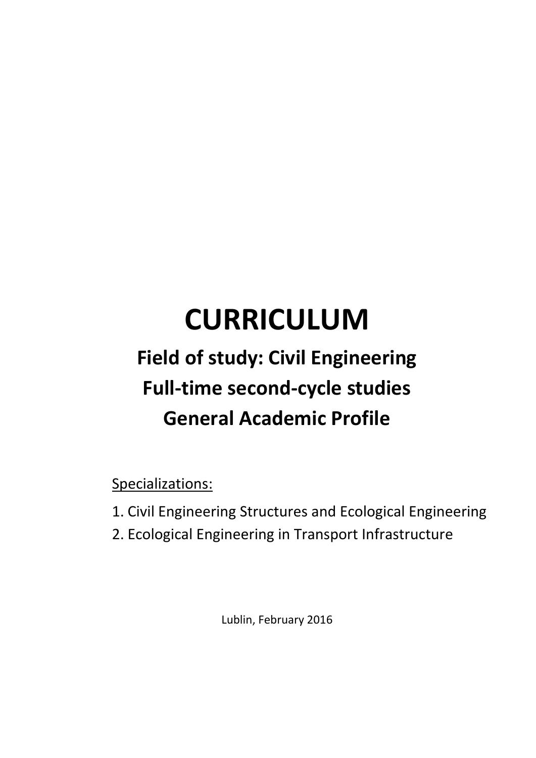# CURRICULUM

## Field of study: Civil Engineering
## Full-time second-cycle studies
## General Academic Profile

Specializations:

1. Civil Engineering Structures and Ecological Engineering
2. Ecological Engineering in Transport Infrastructure

Lublin, February 2016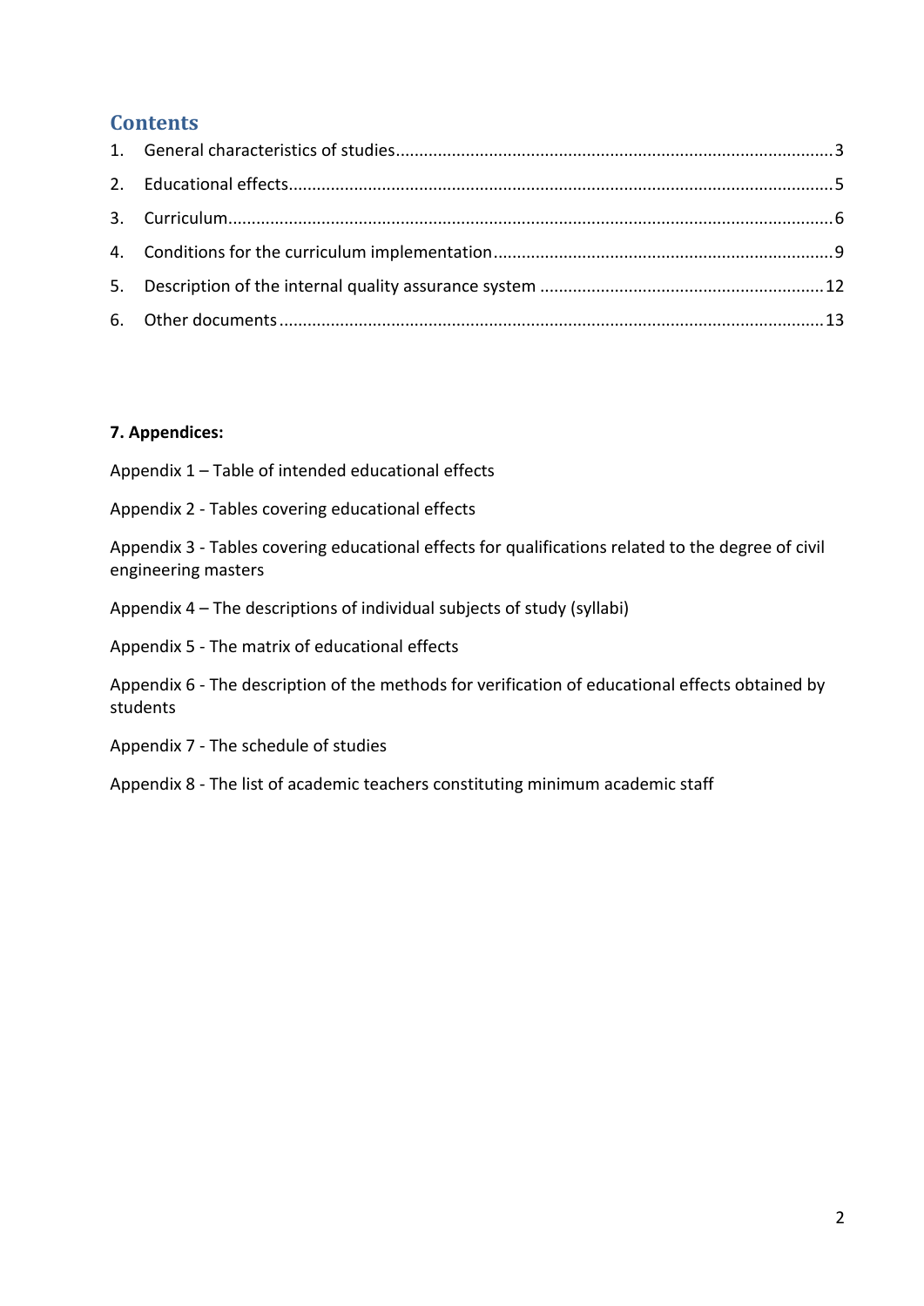# Contents

1. General characteristics of studies ........................................................................................ 3
2. Educational effects................................................................................................................ 5
3. Curriculum............................................................................................................................. 6
4. Conditions for the curriculum implementation ...................................................................... 9
5. Description of the internal quality assurance system .......................................................... 12
6. Other documents ................................................................................................................. 13

**7. Appendices:**

Appendix 1 – Table of intended educational effects

Appendix 2 - Tables covering educational effects

Appendix 3 - Tables covering educational effects for qualifications related to the degree of civil engineering masters

Appendix 4 – The descriptions of individual subjects of study (syllabi)

Appendix 5 - The matrix of educational effects

Appendix 6 - The description of the methods for verification of educational effects obtained by students

Appendix 7 - The schedule of studies

Appendix 8 - The list of academic teachers constituting minimum academic staff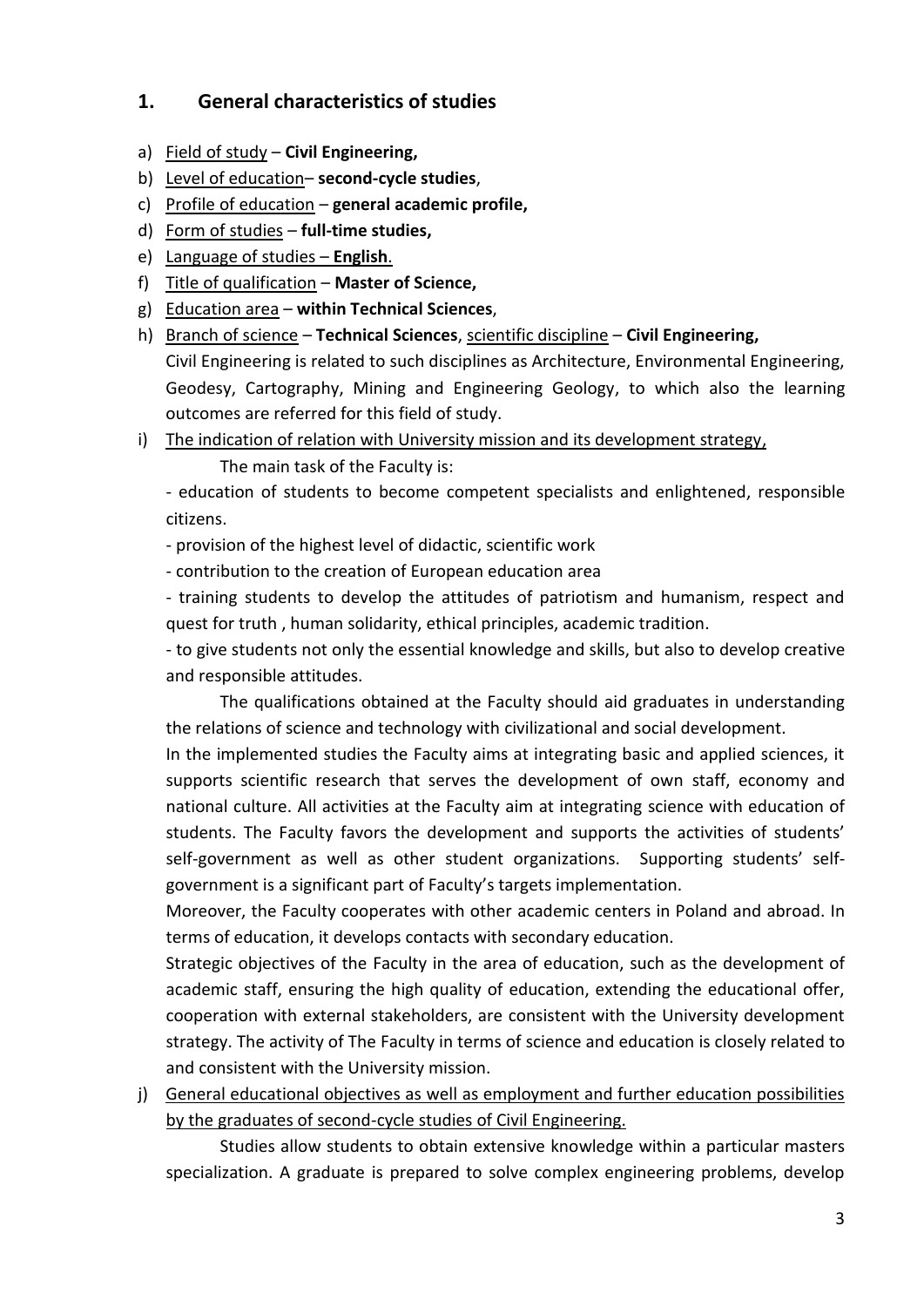## 1. General characteristics of studies

a) Field of study – **Civil Engineering,**
b) Level of education– **second-cycle studies**,
c) Profile of education – **general academic profile,**
d) Form of studies – **full-time studies,**
e) Language of studies – **English**.
f) Title of qualification – **Master of Science,**
g) Education area – **within Technical Sciences**,
h) Branch of science – **Technical Sciences**, scientific discipline – **Civil Engineering,**

   Civil Engineering is related to such disciplines as Architecture, Environmental Engineering, Geodesy, Cartography, Mining and Engineering Geology, to which also the learning outcomes are referred for this field of study.

i) The indication of relation with University mission and its development strategy,

   The main task of the Faculty is:

   - education of students to become competent specialists and enlightened, responsible citizens.
   - provision of the highest level of didactic, scientific work
   - contribution to the creation of European education area
   - training students to develop the attitudes of patriotism and humanism, respect and quest for truth , human solidarity, ethical principles, academic tradition.
   - to give students not only the essential knowledge and skills, but also to develop creative and responsible attitudes.

   The qualifications obtained at the Faculty should aid graduates in understanding the relations of science and technology with civilizational and social development.

   In the implemented studies the Faculty aims at integrating basic and applied sciences, it supports scientific research that serves the development of own staff, economy and national culture. All activities at the Faculty aim at integrating science with education of students. The Faculty favors the development and supports the activities of students' self-government as well as other student organizations. Supporting students' self-government is a significant part of Faculty's targets implementation.

   Moreover, the Faculty cooperates with other academic centers in Poland and abroad. In terms of education, it develops contacts with secondary education.

   Strategic objectives of the Faculty in the area of education, such as the development of academic staff, ensuring the high quality of education, extending the educational offer, cooperation with external stakeholders, are consistent with the University development strategy. The activity of The Faculty in terms of science and education is closely related to and consistent with the University mission.

j) General educational objectives as well as employment and further education possibilities by the graduates of second-cycle studies of Civil Engineering.

   Studies allow students to obtain extensive knowledge within a particular masters specialization. A graduate is prepared to solve complex engineering problems, develop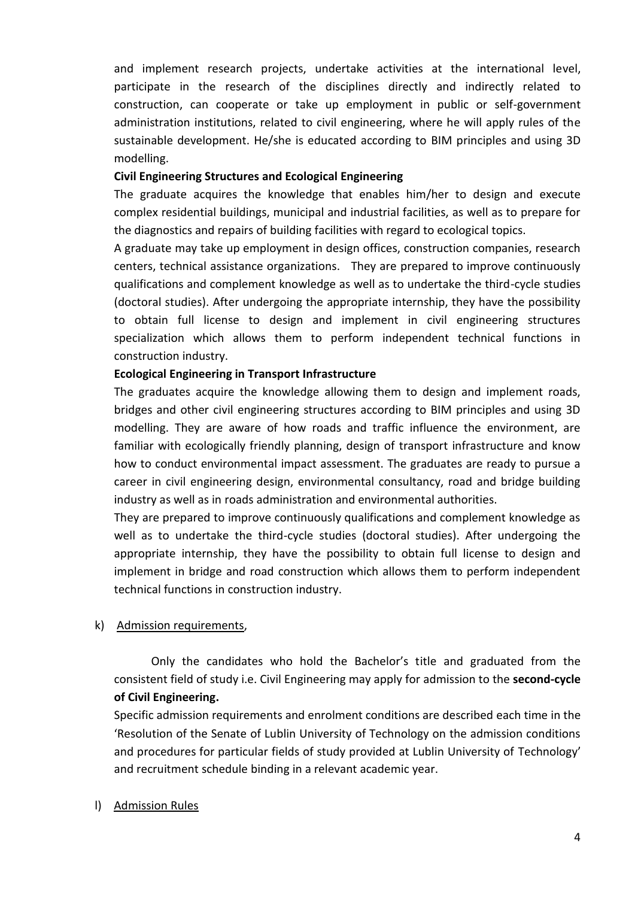and implement research projects, undertake activities at the international level, participate in the research of the disciplines directly and indirectly related to construction, can cooperate or take up employment in public or self-government administration institutions, related to civil engineering, where he will apply rules of the sustainable development. He/she is educated according to BIM principles and using 3D modelling.

**Civil Engineering Structures and Ecological Engineering**

The graduate acquires the knowledge that enables him/her to design and execute complex residential buildings, municipal and industrial facilities, as well as to prepare for the diagnostics and repairs of building facilities with regard to ecological topics.

A graduate may take up employment in design offices, construction companies, research centers, technical assistance organizations. They are prepared to improve continuously qualifications and complement knowledge as well as to undertake the third-cycle studies (doctoral studies). After undergoing the appropriate internship, they have the possibility to obtain full license to design and implement in civil engineering structures specialization which allows them to perform independent technical functions in construction industry.

**Ecological Engineering in Transport Infrastructure**

The graduates acquire the knowledge allowing them to design and implement roads, bridges and other civil engineering structures according to BIM principles and using 3D modelling. They are aware of how roads and traffic influence the environment, are familiar with ecologically friendly planning, design of transport infrastructure and know how to conduct environmental impact assessment. The graduates are ready to pursue a career in civil engineering design, environmental consultancy, road and bridge building industry as well as in roads administration and environmental authorities.

They are prepared to improve continuously qualifications and complement knowledge as well as to undertake the third-cycle studies (doctoral studies). After undergoing the appropriate internship, they have the possibility to obtain full license to design and implement in bridge and road construction which allows them to perform independent technical functions in construction industry.

k) Admission requirements,

Only the candidates who hold the Bachelor's title and graduated from the consistent field of study i.e. Civil Engineering may apply for admission to the **second-cycle of Civil Engineering.**

Specific admission requirements and enrolment conditions are described each time in the 'Resolution of the Senate of Lublin University of Technology on the admission conditions and procedures for particular fields of study provided at Lublin University of Technology' and recruitment schedule binding in a relevant academic year.

l) Admission Rules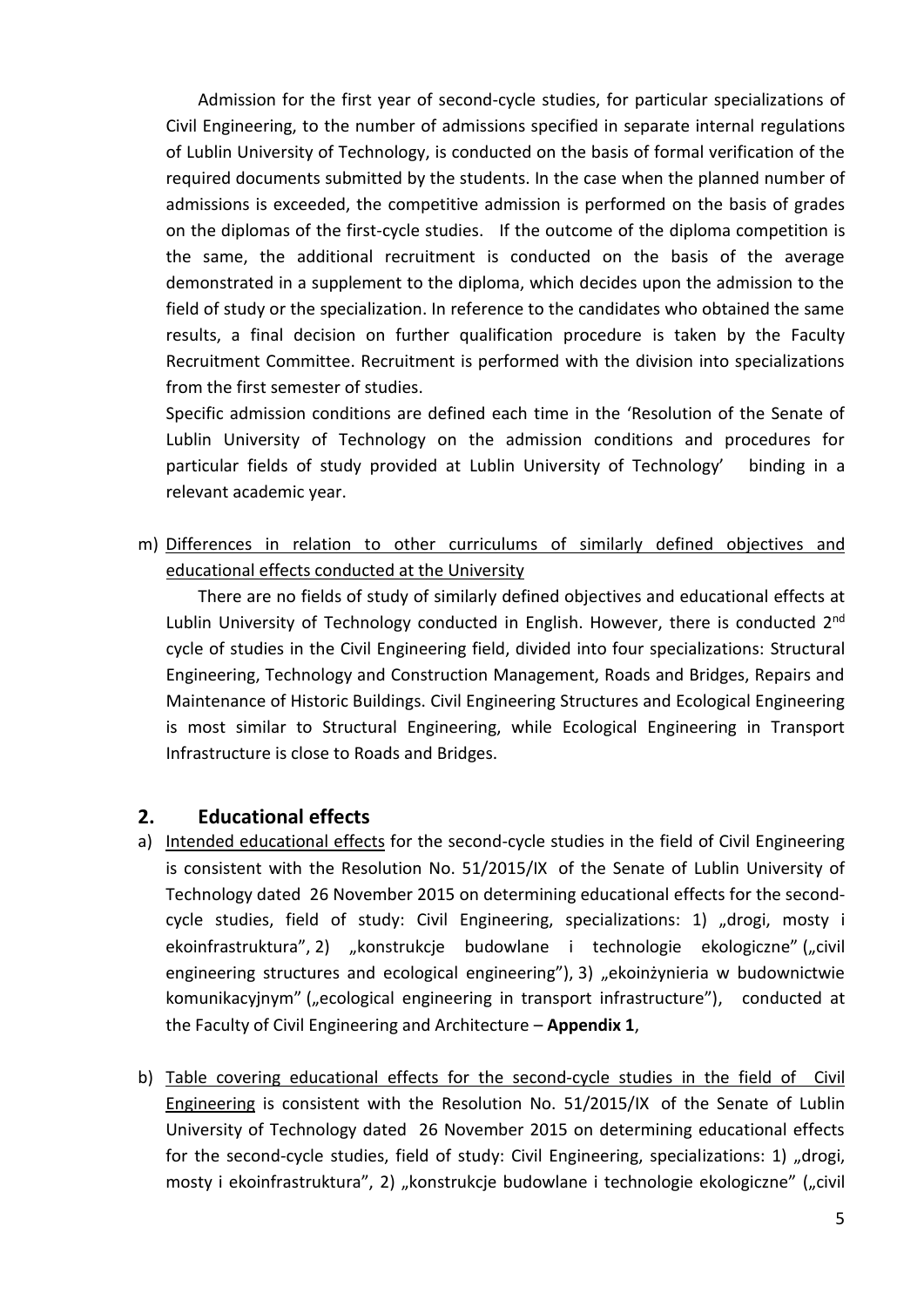Admission for the first year of second-cycle studies, for particular specializations of Civil Engineering, to the number of admissions specified in separate internal regulations of Lublin University of Technology, is conducted on the basis of formal verification of the required documents submitted by the students. In the case when the planned number of admissions is exceeded, the competitive admission is performed on the basis of grades on the diplomas of the first-cycle studies. If the outcome of the diploma competition is the same, the additional recruitment is conducted on the basis of the average demonstrated in a supplement to the diploma, which decides upon the admission to the field of study or the specialization. In reference to the candidates who obtained the same results, a final decision on further qualification procedure is taken by the Faculty Recruitment Committee. Recruitment is performed with the division into specializations from the first semester of studies.

Specific admission conditions are defined each time in the 'Resolution of the Senate of Lublin University of Technology on the admission conditions and procedures for particular fields of study provided at Lublin University of Technology' binding in a relevant academic year.

m) Differences in relation to other curriculums of similarly defined objectives and educational effects conducted at the University

There are no fields of study of similarly defined objectives and educational effects at Lublin University of Technology conducted in English. However, there is conducted 2nd cycle of studies in the Civil Engineering field, divided into four specializations: Structural Engineering, Technology and Construction Management, Roads and Bridges, Repairs and Maintenance of Historic Buildings. Civil Engineering Structures and Ecological Engineering is most similar to Structural Engineering, while Ecological Engineering in Transport Infrastructure is close to Roads and Bridges.

## 2. Educational effects

a) Intended educational effects for the second-cycle studies in the field of Civil Engineering is consistent with the Resolution No. 51/2015/IX of the Senate of Lublin University of Technology dated 26 November 2015 on determining educational effects for the second-cycle studies, field of study: Civil Engineering, specializations: 1) „drogi, mosty i ekoinfrastruktura", 2) „konstrukcje budowlane i technologie ekologiczne" („civil engineering structures and ecological engineering"), 3) „ekoinżynieria w budownictwie komunikacyjnym" („ecological engineering in transport infrastructure"), conducted at the Faculty of Civil Engineering and Architecture – **Appendix 1**,

b) Table covering educational effects for the second-cycle studies in the field of Civil Engineering is consistent with the Resolution No. 51/2015/IX of the Senate of Lublin University of Technology dated 26 November 2015 on determining educational effects for the second-cycle studies, field of study: Civil Engineering, specializations: 1) „drogi, mosty i ekoinfrastruktura", 2) „konstrukcje budowlane i technologie ekologiczne" („civil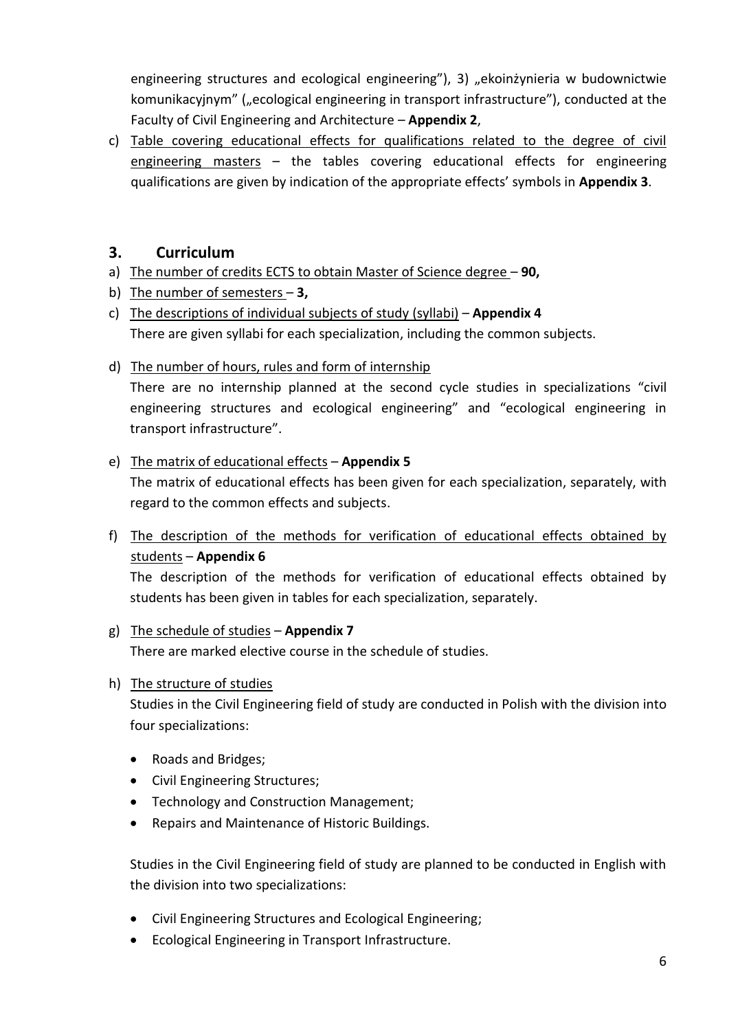engineering structures and ecological engineering"), 3) „ekoinżynieria w budownictwie komunikacyjnym" („ecological engineering in transport infrastructure"), conducted at the Faculty of Civil Engineering and Architecture – **Appendix 2**,

c) Table covering educational effects for qualifications related to the degree of civil engineering masters – the tables covering educational effects for engineering qualifications are given by indication of the appropriate effects' symbols in **Appendix 3**.

## 3. Curriculum

a) The number of credits ECTS to obtain Master of Science degree – **90,**

b) The number of semesters – **3,**

c) The descriptions of individual subjects of study (syllabi) – **Appendix 4**
   There are given syllabi for each specialization, including the common subjects.

d) The number of hours, rules and form of internship
   There are no internship planned at the second cycle studies in specializations "civil engineering structures and ecological engineering" and "ecological engineering in transport infrastructure".

e) The matrix of educational effects – **Appendix 5**
   The matrix of educational effects has been given for each specialization, separately, with regard to the common effects and subjects.

f) The description of the methods for verification of educational effects obtained by students – **Appendix 6**
   The description of the methods for verification of educational effects obtained by students has been given in tables for each specialization, separately.

g) The schedule of studies – **Appendix 7**
   There are marked elective course in the schedule of studies.

h) The structure of studies
   Studies in the Civil Engineering field of study are conducted in Polish with the division into four specializations:

   - Roads and Bridges;
   - Civil Engineering Structures;
   - Technology and Construction Management;
   - Repairs and Maintenance of Historic Buildings.

   Studies in the Civil Engineering field of study are planned to be conducted in English with the division into two specializations:

   - Civil Engineering Structures and Ecological Engineering;
   - Ecological Engineering in Transport Infrastructure.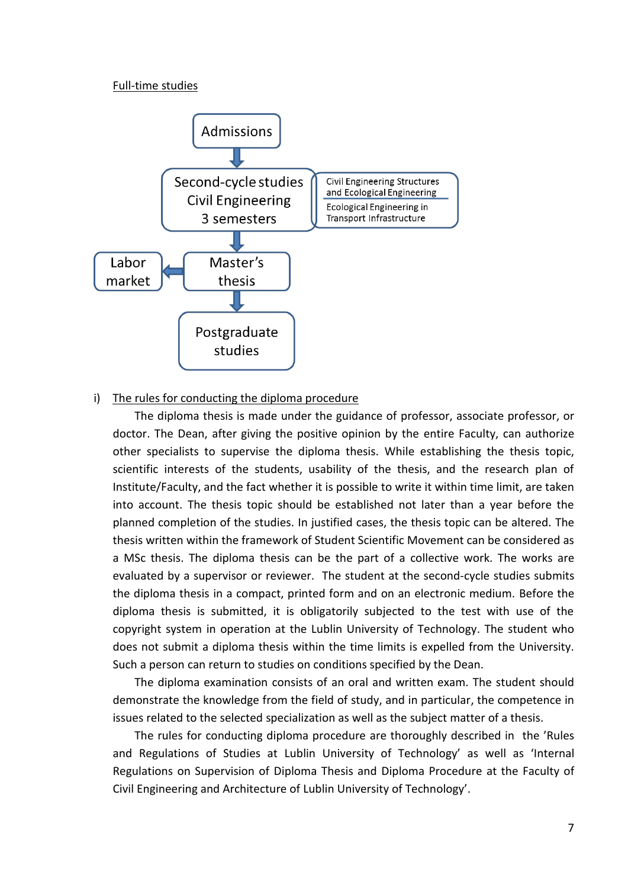Full-time studies

Admissions

Second-cycle studies
Civil Engineering
3 semesters

Civil Engineering Structures and Ecological Engineering

Ecological Engineering in Transport Infrastructure

Labor market

Master's thesis

Postgraduate studies

i) The rules for conducting the diploma procedure

The diploma thesis is made under the guidance of professor, associate professor, or doctor. The Dean, after giving the positive opinion by the entire Faculty, can authorize other specialists to supervise the diploma thesis. While establishing the thesis topic, scientific interests of the students, usability of the thesis, and the research plan of Institute/Faculty, and the fact whether it is possible to write it within time limit, are taken into account. The thesis topic should be established not later than a year before the planned completion of the studies. In justified cases, the thesis topic can be altered. The thesis written within the framework of Student Scientific Movement can be considered as a MSc thesis. The diploma thesis can be the part of a collective work. The works are evaluated by a supervisor or reviewer. The student at the second-cycle studies submits the diploma thesis in a compact, printed form and on an electronic medium. Before the diploma thesis is submitted, it is obligatorily subjected to the test with use of the copyright system in operation at the Lublin University of Technology. The student who does not submit a diploma thesis within the time limits is expelled from the University. Such a person can return to studies on conditions specified by the Dean.

The diploma examination consists of an oral and written exam. The student should demonstrate the knowledge from the field of study, and in particular, the competence in issues related to the selected specialization as well as the subject matter of a thesis.

The rules for conducting diploma procedure are thoroughly described in the 'Rules and Regulations of Studies at Lublin University of Technology' as well as 'Internal Regulations on Supervision of Diploma Thesis and Diploma Procedure at the Faculty of Civil Engineering and Architecture of Lublin University of Technology'.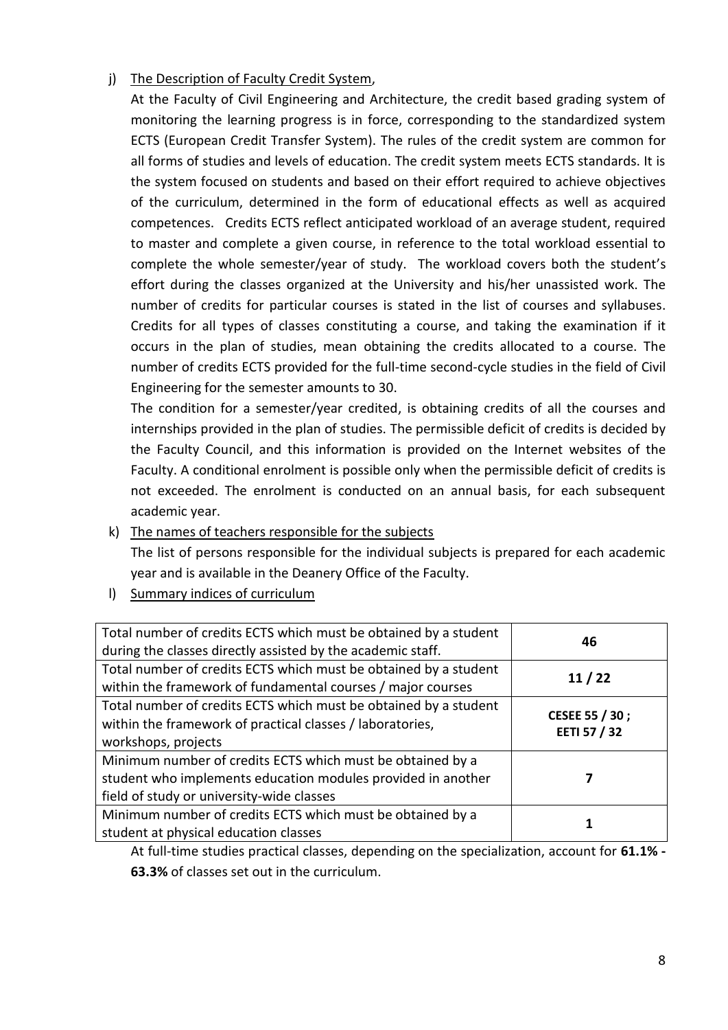j) The Description of Faculty Credit System,

At the Faculty of Civil Engineering and Architecture, the credit based grading system of monitoring the learning progress is in force, corresponding to the standardized system ECTS (European Credit Transfer System). The rules of the credit system are common for all forms of studies and levels of education. The credit system meets ECTS standards. It is the system focused on students and based on their effort required to achieve objectives of the curriculum, determined in the form of educational effects as well as acquired competences. Credits ECTS reflect anticipated workload of an average student, required to master and complete a given course, in reference to the total workload essential to complete the whole semester/year of study. The workload covers both the student's effort during the classes organized at the University and his/her unassisted work. The number of credits for particular courses is stated in the list of courses and syllabuses. Credits for all types of classes constituting a course, and taking the examination if it occurs in the plan of studies, mean obtaining the credits allocated to a course. The number of credits ECTS provided for the full-time second-cycle studies in the field of Civil Engineering for the semester amounts to 30.

The condition for a semester/year credited, is obtaining credits of all the courses and internships provided in the plan of studies. The permissible deficit of credits is decided by the Faculty Council, and this information is provided on the Internet websites of the Faculty. A conditional enrolment is possible only when the permissible deficit of credits is not exceeded. The enrolment is conducted on an annual basis, for each subsequent academic year.

k) The names of teachers responsible for the subjects

The list of persons responsible for the individual subjects is prepared for each academic year and is available in the Deanery Office of the Faculty.

l) Summary indices of curriculum

| | |
|---|---|
| Total number of credits ECTS which must be obtained by a student during the classes directly assisted by the academic staff. | **46** |
| Total number of credits ECTS which must be obtained by a student within the framework of fundamental courses / major courses | **11 / 22** |
| Total number of credits ECTS which must be obtained by a student within the framework of practical classes / laboratories, workshops, projects | **CESEE 55 / 30 ; EETI 57 / 32** |
| Minimum number of credits ECTS which must be obtained by a student who implements education modules provided in another field of study or university-wide classes | **7** |
| Minimum number of credits ECTS which must be obtained by a student at physical education classes | **1** |

At full-time studies practical classes, depending on the specialization, account for **61.1% - 63.3%** of classes set out in the curriculum.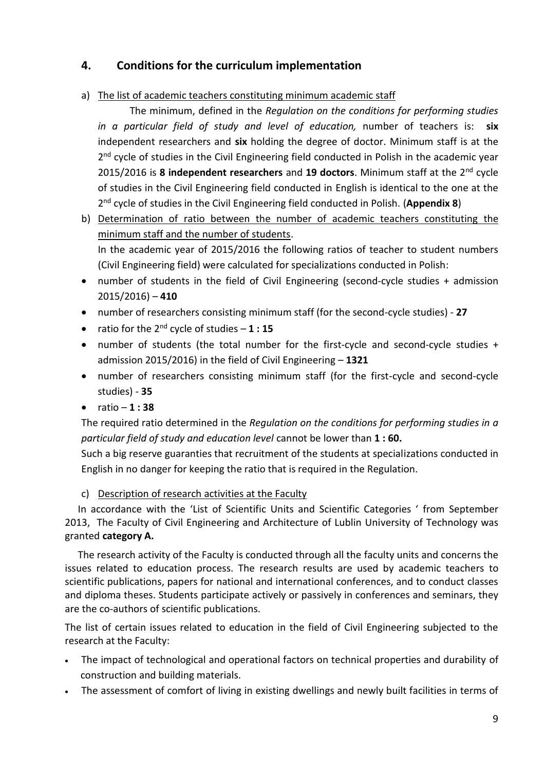## 4. Conditions for the curriculum implementation

a) The list of academic teachers constituting minimum academic staff

The minimum, defined in the *Regulation on the conditions for performing studies in a particular field of study and level of education,* number of teachers is: **six** independent researchers and **six** holding the degree of doctor. Minimum staff is at the 2nd cycle of studies in the Civil Engineering field conducted in Polish in the academic year 2015/2016 is **8 independent researchers** and **19 doctors**. Minimum staff at the 2nd cycle of studies in the Civil Engineering field conducted in English is identical to the one at the 2nd cycle of studies in the Civil Engineering field conducted in Polish. (**Appendix 8**)

b) Determination of ratio between the number of academic teachers constituting the minimum staff and the number of students.

In the academic year of 2015/2016 the following ratios of teacher to student numbers (Civil Engineering field) were calculated for specializations conducted in Polish:

- number of students in the field of Civil Engineering (second-cycle studies + admission 2015/2016) – **410**
- number of researchers consisting minimum staff (for the second-cycle studies) - **27**
- ratio for the 2nd cycle of studies – **1 : 15**
- number of students (the total number for the first-cycle and second-cycle studies + admission 2015/2016) in the field of Civil Engineering – **1321**
- number of researchers consisting minimum staff (for the first-cycle and second-cycle studies) - **35**
- ratio – **1 : 38**

The required ratio determined in the *Regulation on the conditions for performing studies in a particular field of study and education level* cannot be lower than **1 : 60.**

Such a big reserve guaranties that recruitment of the students at specializations conducted in English in no danger for keeping the ratio that is required in the Regulation.

c) Description of research activities at the Faculty

In accordance with the 'List of Scientific Units and Scientific Categories ' from September 2013, The Faculty of Civil Engineering and Architecture of Lublin University of Technology was granted **category A.**

The research activity of the Faculty is conducted through all the faculty units and concerns the issues related to education process. The research results are used by academic teachers to scientific publications, papers for national and international conferences, and to conduct classes and diploma theses. Students participate actively or passively in conferences and seminars, they are the co-authors of scientific publications.

The list of certain issues related to education in the field of Civil Engineering subjected to the research at the Faculty:

- The impact of technological and operational factors on technical properties and durability of construction and building materials.
- The assessment of comfort of living in existing dwellings and newly built facilities in terms of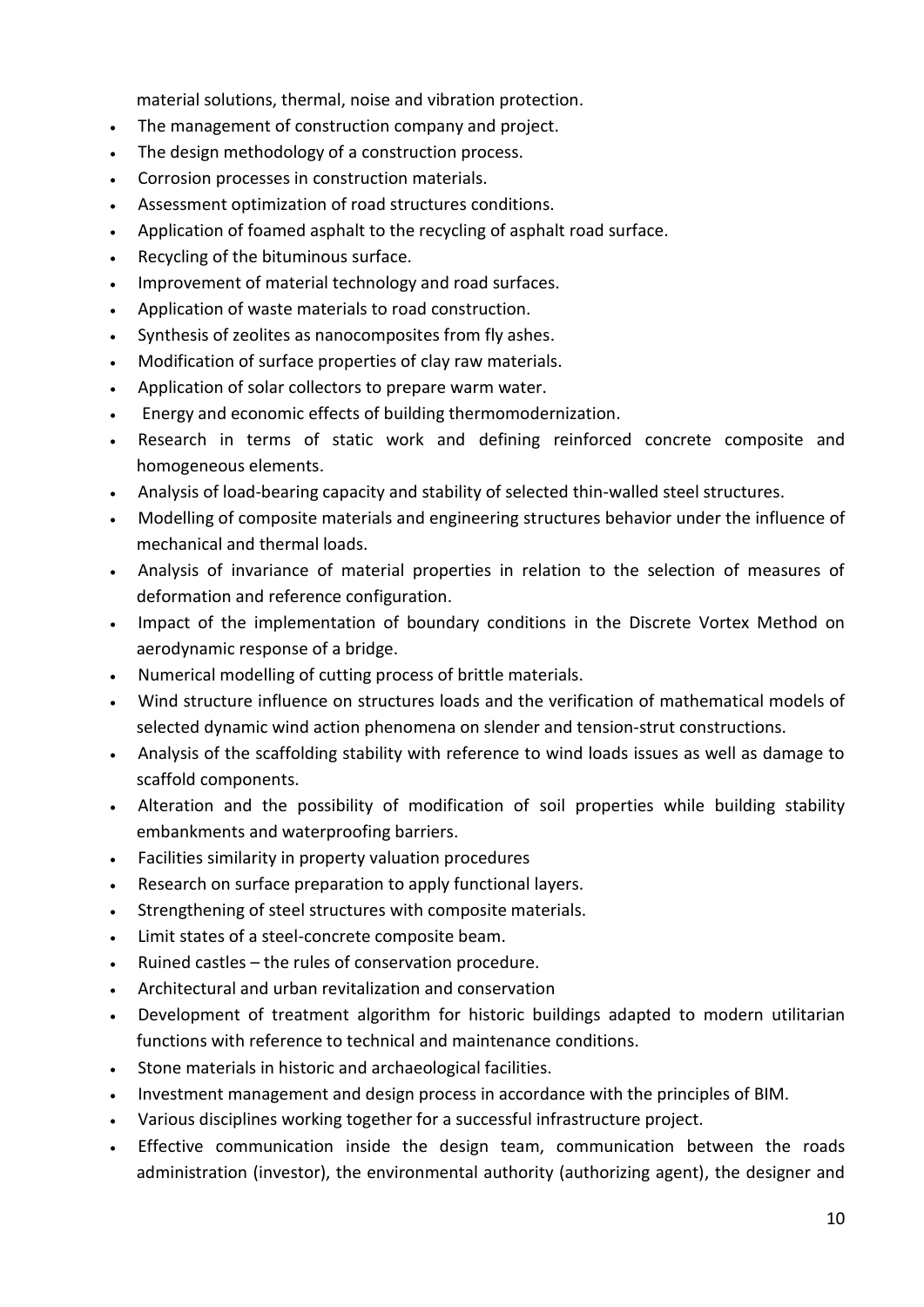material solutions, thermal, noise and vibration protection.

- The management of construction company and project.
- The design methodology of a construction process.
- Corrosion processes in construction materials.
- Assessment optimization of road structures conditions.
- Application of foamed asphalt to the recycling of asphalt road surface.
- Recycling of the bituminous surface.
- Improvement of material technology and road surfaces.
- Application of waste materials to road construction.
- Synthesis of zeolites as nanocomposites from fly ashes.
- Modification of surface properties of clay raw materials.
- Application of solar collectors to prepare warm water.
- Energy and economic effects of building thermomodernization.
- Research in terms of static work and defining reinforced concrete composite and homogeneous elements.
- Analysis of load-bearing capacity and stability of selected thin-walled steel structures.
- Modelling of composite materials and engineering structures behavior under the influence of mechanical and thermal loads.
- Analysis of invariance of material properties in relation to the selection of measures of deformation and reference configuration.
- Impact of the implementation of boundary conditions in the Discrete Vortex Method on aerodynamic response of a bridge.
- Numerical modelling of cutting process of brittle materials.
- Wind structure influence on structures loads and the verification of mathematical models of selected dynamic wind action phenomena on slender and tension-strut constructions.
- Analysis of the scaffolding stability with reference to wind loads issues as well as damage to scaffold components.
- Alteration and the possibility of modification of soil properties while building stability embankments and waterproofing barriers.
- Facilities similarity in property valuation procedures
- Research on surface preparation to apply functional layers.
- Strengthening of steel structures with composite materials.
- Limit states of a steel-concrete composite beam.
- Ruined castles – the rules of conservation procedure.
- Architectural and urban revitalization and conservation
- Development of treatment algorithm for historic buildings adapted to modern utilitarian functions with reference to technical and maintenance conditions.
- Stone materials in historic and archaeological facilities.
- Investment management and design process in accordance with the principles of BIM.
- Various disciplines working together for a successful infrastructure project.
- Effective communication inside the design team, communication between the roads administration (investor), the environmental authority (authorizing agent), the designer and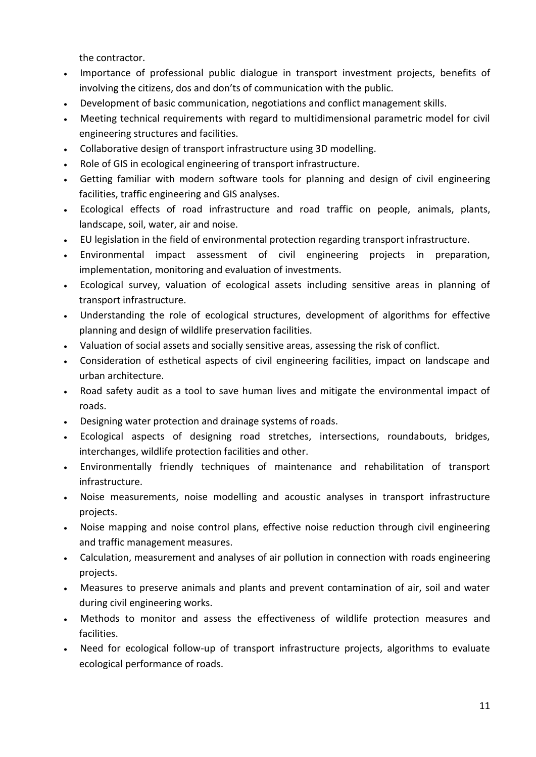the contractor.

- Importance of professional public dialogue in transport investment projects, benefits of involving the citizens, dos and don'ts of communication with the public.
- Development of basic communication, negotiations and conflict management skills.
- Meeting technical requirements with regard to multidimensional parametric model for civil engineering structures and facilities.
- Collaborative design of transport infrastructure using 3D modelling.
- Role of GIS in ecological engineering of transport infrastructure.
- Getting familiar with modern software tools for planning and design of civil engineering facilities, traffic engineering and GIS analyses.
- Ecological effects of road infrastructure and road traffic on people, animals, plants, landscape, soil, water, air and noise.
- EU legislation in the field of environmental protection regarding transport infrastructure.
- Environmental impact assessment of civil engineering projects in preparation, implementation, monitoring and evaluation of investments.
- Ecological survey, valuation of ecological assets including sensitive areas in planning of transport infrastructure.
- Understanding the role of ecological structures, development of algorithms for effective planning and design of wildlife preservation facilities.
- Valuation of social assets and socially sensitive areas, assessing the risk of conflict.
- Consideration of esthetical aspects of civil engineering facilities, impact on landscape and urban architecture.
- Road safety audit as a tool to save human lives and mitigate the environmental impact of roads.
- Designing water protection and drainage systems of roads.
- Ecological aspects of designing road stretches, intersections, roundabouts, bridges, interchanges, wildlife protection facilities and other.
- Environmentally friendly techniques of maintenance and rehabilitation of transport infrastructure.
- Noise measurements, noise modelling and acoustic analyses in transport infrastructure projects.
- Noise mapping and noise control plans, effective noise reduction through civil engineering and traffic management measures.
- Calculation, measurement and analyses of air pollution in connection with roads engineering projects.
- Measures to preserve animals and plants and prevent contamination of air, soil and water during civil engineering works.
- Methods to monitor and assess the effectiveness of wildlife protection measures and facilities.
- Need for ecological follow-up of transport infrastructure projects, algorithms to evaluate ecological performance of roads.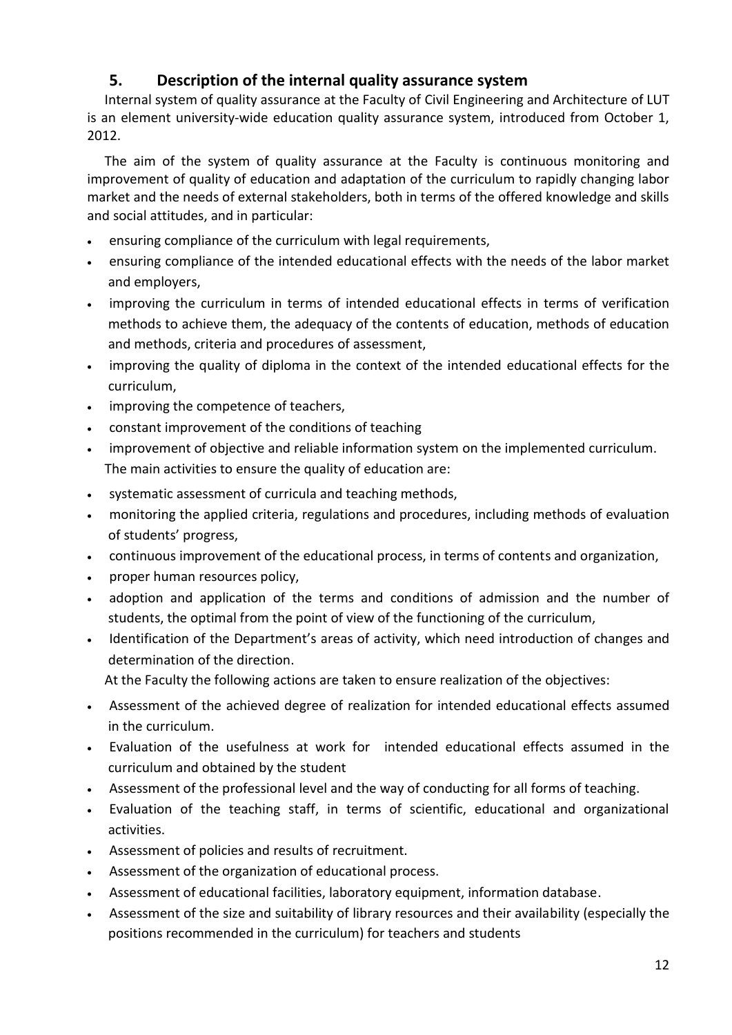## 5. Description of the internal quality assurance system

Internal system of quality assurance at the Faculty of Civil Engineering and Architecture of LUT is an element university-wide education quality assurance system, introduced from October 1, 2012.

The aim of the system of quality assurance at the Faculty is continuous monitoring and improvement of quality of education and adaptation of the curriculum to rapidly changing labor market and the needs of external stakeholders, both in terms of the offered knowledge and skills and social attitudes, and in particular:

- ensuring compliance of the curriculum with legal requirements,
- ensuring compliance of the intended educational effects with the needs of the labor market and employers,
- improving the curriculum in terms of intended educational effects in terms of verification methods to achieve them, the adequacy of the contents of education, methods of education and methods, criteria and procedures of assessment,
- improving the quality of diploma in the context of the intended educational effects for the curriculum,
- improving the competence of teachers,
- constant improvement of the conditions of teaching
- improvement of objective and reliable information system on the implemented curriculum.

The main activities to ensure the quality of education are:

- systematic assessment of curricula and teaching methods,
- monitoring the applied criteria, regulations and procedures, including methods of evaluation of students' progress,
- continuous improvement of the educational process, in terms of contents and organization,
- proper human resources policy,
- adoption and application of the terms and conditions of admission and the number of students, the optimal from the point of view of the functioning of the curriculum,
- Identification of the Department's areas of activity, which need introduction of changes and determination of the direction.

At the Faculty the following actions are taken to ensure realization of the objectives:

- Assessment of the achieved degree of realization for intended educational effects assumed in the curriculum.
- Evaluation of the usefulness at work for intended educational effects assumed in the curriculum and obtained by the student
- Assessment of the professional level and the way of conducting for all forms of teaching.
- Evaluation of the teaching staff, in terms of scientific, educational and organizational activities.
- Assessment of policies and results of recruitment.
- Assessment of the organization of educational process.
- Assessment of educational facilities, laboratory equipment, information database.
- Assessment of the size and suitability of library resources and their availability (especially the positions recommended in the curriculum) for teachers and students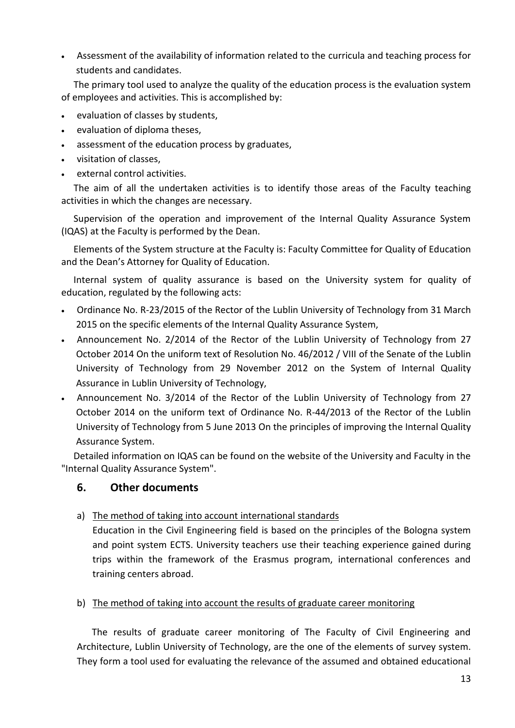- Assessment of the availability of information related to the curricula and teaching process for students and candidates.

The primary tool used to analyze the quality of the education process is the evaluation system of employees and activities. This is accomplished by:

- evaluation of classes by students,
- evaluation of diploma theses,
- assessment of the education process by graduates,
- visitation of classes,
- external control activities.

The aim of all the undertaken activities is to identify those areas of the Faculty teaching activities in which the changes are necessary.

Supervision of the operation and improvement of the Internal Quality Assurance System (IQAS) at the Faculty is performed by the Dean.

Elements of the System structure at the Faculty is: Faculty Committee for Quality of Education and the Dean's Attorney for Quality of Education.

Internal system of quality assurance is based on the University system for quality of education, regulated by the following acts:

- Ordinance No. R-23/2015 of the Rector of the Lublin University of Technology from 31 March 2015 on the specific elements of the Internal Quality Assurance System,
- Announcement No. 2/2014 of the Rector of the Lublin University of Technology from 27 October 2014 On the uniform text of Resolution No. 46/2012 / VIII of the Senate of the Lublin University of Technology from 29 November 2012 on the System of Internal Quality Assurance in Lublin University of Technology,
- Announcement No. 3/2014 of the Rector of the Lublin University of Technology from 27 October 2014 on the uniform text of Ordinance No. R-44/2013 of the Rector of the Lublin University of Technology from 5 June 2013 On the principles of improving the Internal Quality Assurance System.

Detailed information on IQAS can be found on the website of the University and Faculty in the "Internal Quality Assurance System".

## 6. Other documents

a) <u>The method of taking into account international standards</u>

Education in the Civil Engineering field is based on the principles of the Bologna system and point system ECTS. University teachers use their teaching experience gained during trips within the framework of the Erasmus program, international conferences and training centers abroad.

b) <u>The method of taking into account the results of graduate career monitoring</u>

The results of graduate career monitoring of The Faculty of Civil Engineering and Architecture, Lublin University of Technology, are the one of the elements of survey system. They form a tool used for evaluating the relevance of the assumed and obtained educational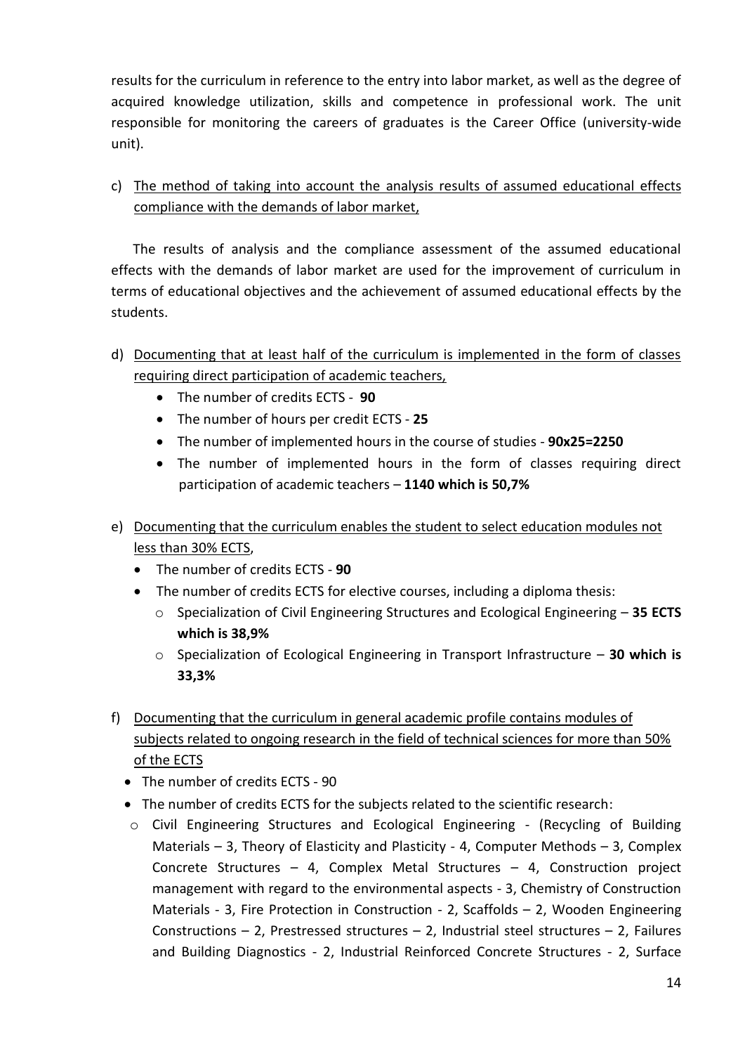results for the curriculum in reference to the entry into labor market, as well as the degree of acquired knowledge utilization, skills and competence in professional work. The unit responsible for monitoring the careers of graduates is the Career Office (university-wide unit).

c) <u>The method of taking into account the analysis results of assumed educational effects compliance with the demands of labor market,</u>

The results of analysis and the compliance assessment of the assumed educational effects with the demands of labor market are used for the improvement of curriculum in terms of educational objectives and the achievement of assumed educational effects by the students.

d) <u>Documenting that at least half of the curriculum is implemented in the form of classes requiring direct participation of academic teachers,</u>
   - The number of credits ECTS - **90**
   - The number of hours per credit ECTS - **25**
   - The number of implemented hours in the course of studies - **90x25=2250**
   - The number of implemented hours in the form of classes requiring direct participation of academic teachers – **1140 which is 50,7%**

e) <u>Documenting that the curriculum enables the student to select education modules not less than 30% ECTS,</u>
   - The number of credits ECTS - **90**
   - The number of credits ECTS for elective courses, including a diploma thesis:
     - Specialization of Civil Engineering Structures and Ecological Engineering – **35 ECTS which is 38,9%**
     - Specialization of Ecological Engineering in Transport Infrastructure – **30 which is 33,3%**

f) <u>Documenting that the curriculum in general academic profile contains modules of subjects related to ongoing research in the field of technical sciences for more than 50% of the ECTS</u>
   - The number of credits ECTS - 90
   - The number of credits ECTS for the subjects related to the scientific research:
     - Civil Engineering Structures and Ecological Engineering - (Recycling of Building Materials – 3, Theory of Elasticity and Plasticity - 4, Computer Methods – 3, Complex Concrete Structures – 4, Complex Metal Structures – 4, Construction project management with regard to the environmental aspects - 3, Chemistry of Construction Materials - 3, Fire Protection in Construction - 2, Scaffolds – 2, Wooden Engineering Constructions – 2, Prestressed structures – 2, Industrial steel structures – 2, Failures and Building Diagnostics - 2, Industrial Reinforced Concrete Structures - 2, Surface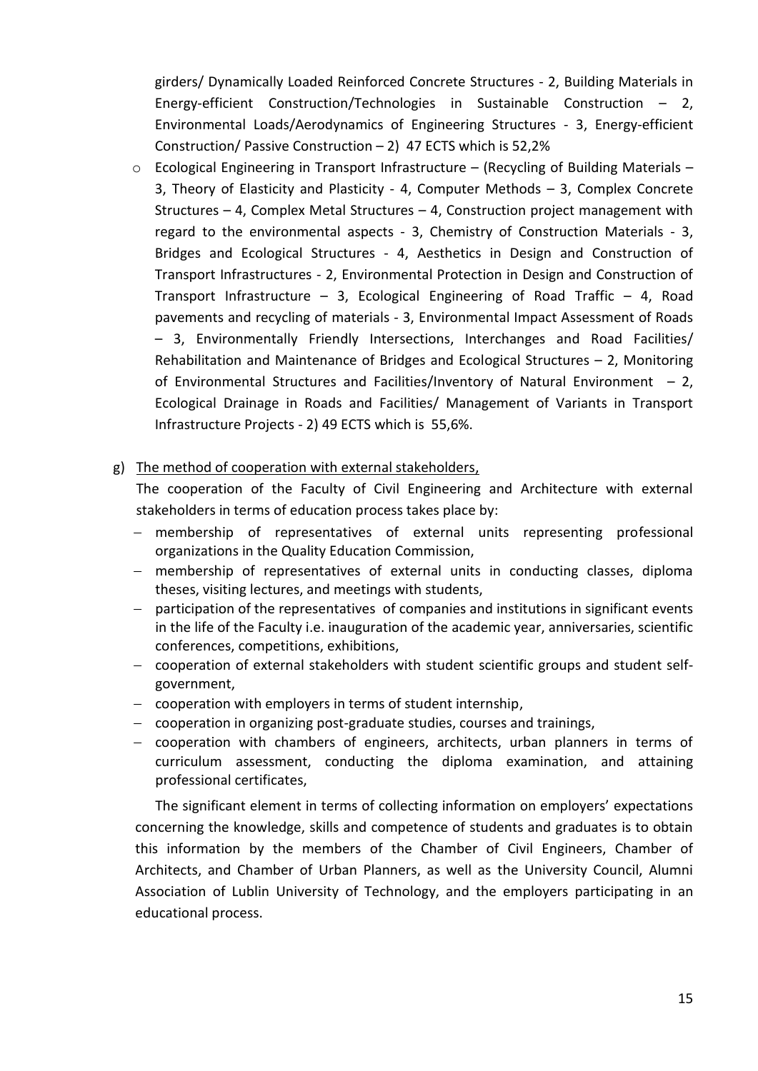girders/ Dynamically Loaded Reinforced Concrete Structures - 2, Building Materials in Energy-efficient Construction/Technologies in Sustainable Construction – 2, Environmental Loads/Aerodynamics of Engineering Structures - 3, Energy-efficient Construction/ Passive Construction – 2) 47 ECTS which is 52,2%

- Ecological Engineering in Transport Infrastructure – (Recycling of Building Materials – 3, Theory of Elasticity and Plasticity - 4, Computer Methods – 3, Complex Concrete Structures – 4, Complex Metal Structures – 4, Construction project management with regard to the environmental aspects - 3, Chemistry of Construction Materials - 3, Bridges and Ecological Structures - 4, Aesthetics in Design and Construction of Transport Infrastructures - 2, Environmental Protection in Design and Construction of Transport Infrastructure – 3, Ecological Engineering of Road Traffic – 4, Road pavements and recycling of materials - 3, Environmental Impact Assessment of Roads – 3, Environmentally Friendly Intersections, Interchanges and Road Facilities/ Rehabilitation and Maintenance of Bridges and Ecological Structures – 2, Monitoring of Environmental Structures and Facilities/Inventory of Natural Environment – 2, Ecological Drainage in Roads and Facilities/ Management of Variants in Transport Infrastructure Projects - 2) 49 ECTS which is 55,6%.

g) The method of cooperation with external stakeholders,

The cooperation of the Faculty of Civil Engineering and Architecture with external stakeholders in terms of education process takes place by:

- membership of representatives of external units representing professional organizations in the Quality Education Commission,
- membership of representatives of external units in conducting classes, diploma theses, visiting lectures, and meetings with students,
- participation of the representatives of companies and institutions in significant events in the life of the Faculty i.e. inauguration of the academic year, anniversaries, scientific conferences, competitions, exhibitions,
- cooperation of external stakeholders with student scientific groups and student self-government,
- cooperation with employers in terms of student internship,
- cooperation in organizing post-graduate studies, courses and trainings,
- cooperation with chambers of engineers, architects, urban planners in terms of curriculum assessment, conducting the diploma examination, and attaining professional certificates,

The significant element in terms of collecting information on employers' expectations concerning the knowledge, skills and competence of students and graduates is to obtain this information by the members of the Chamber of Civil Engineers, Chamber of Architects, and Chamber of Urban Planners, as well as the University Council, Alumni Association of Lublin University of Technology, and the employers participating in an educational process.